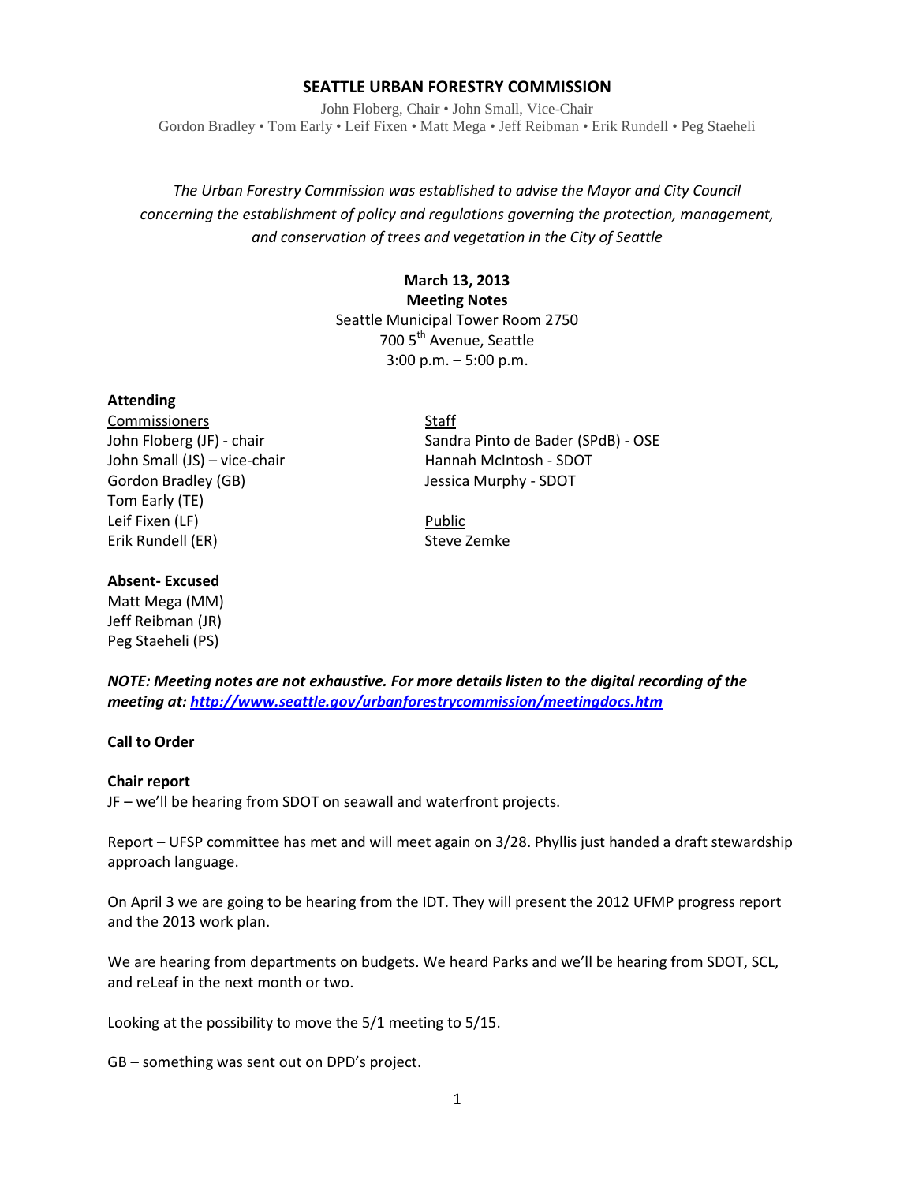# SEATTLE URBAN FORESTRY COMMISSION

John Floberg, Chair • John Small, Vice-Chair
Gordon Bradley • Tom Early • Leif Fixen • Matt Mega • Jeff Reibman • Erik Rundell • Peg Staeheli

*The Urban Forestry Commission was established to advise the Mayor and City Council concerning the establishment of policy and regulations governing the protection, management, and conservation of trees and vegetation in the City of Seattle*

**March 13, 2013**
**Meeting Notes**
Seattle Municipal Tower Room 2750
700 5th Avenue, Seattle
3:00 p.m. – 5:00 p.m.

**Attending**

Commissioners
John Floberg (JF) - chair
John Small (JS) – vice-chair
Gordon Bradley (GB)
Tom Early (TE)
Leif Fixen (LF)
Erik Rundell (ER)

Staff
Sandra Pinto de Bader (SPdB) - OSE
Hannah McIntosh - SDOT
Jessica Murphy - SDOT

Public
Steve Zemke

**Absent- Excused**
Matt Mega (MM)
Jeff Reibman (JR)
Peg Staeheli (PS)

***NOTE: Meeting notes are not exhaustive. For more details listen to the digital recording of the meeting at: http://www.seattle.gov/urbanforestrycommission/meetingdocs.htm***

**Call to Order**

**Chair report**
JF – we'll be hearing from SDOT on seawall and waterfront projects.

Report – UFSP committee has met and will meet again on 3/28. Phyllis just handed a draft stewardship approach language.

On April 3 we are going to be hearing from the IDT. They will present the 2012 UFMP progress report and the 2013 work plan.

We are hearing from departments on budgets. We heard Parks and we'll be hearing from SDOT, SCL, and reLeaf in the next month or two.

Looking at the possibility to move the 5/1 meeting to 5/15.

GB – something was sent out on DPD's project.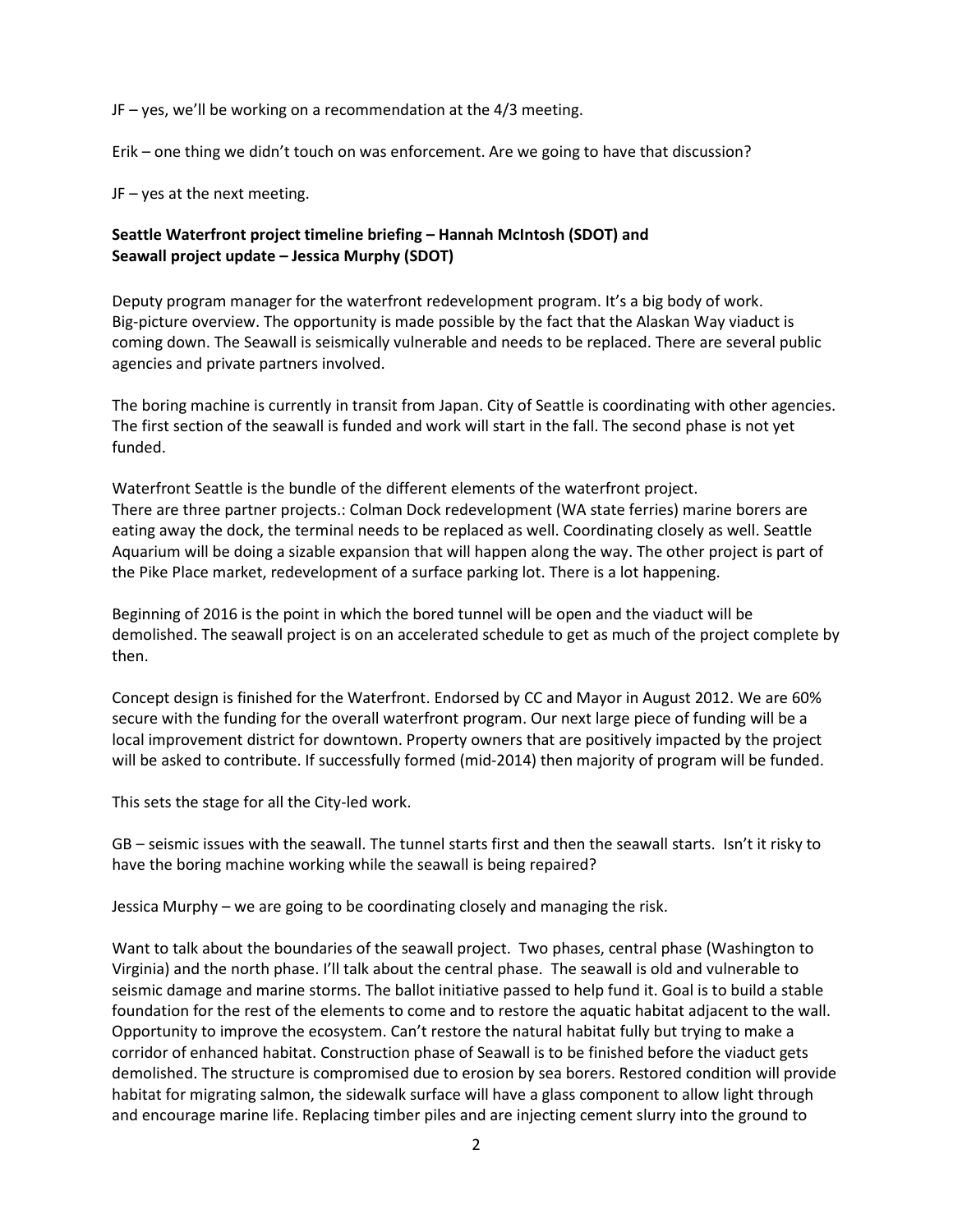JF – yes, we'll be working on a recommendation at the 4/3 meeting.

Erik – one thing we didn't touch on was enforcement. Are we going to have that discussion?

JF – yes at the next meeting.

**Seattle Waterfront project timeline briefing – Hannah McIntosh (SDOT) and Seawall project update – Jessica Murphy (SDOT)**

Deputy program manager for the waterfront redevelopment program. It's a big body of work. Big-picture overview. The opportunity is made possible by the fact that the Alaskan Way viaduct is coming down. The Seawall is seismically vulnerable and needs to be replaced. There are several public agencies and private partners involved.

The boring machine is currently in transit from Japan. City of Seattle is coordinating with other agencies. The first section of the seawall is funded and work will start in the fall. The second phase is not yet funded.

Waterfront Seattle is the bundle of the different elements of the waterfront project. There are three partner projects.: Colman Dock redevelopment (WA state ferries) marine borers are eating away the dock, the terminal needs to be replaced as well. Coordinating closely as well. Seattle Aquarium will be doing a sizable expansion that will happen along the way. The other project is part of the Pike Place market, redevelopment of a surface parking lot. There is a lot happening.

Beginning of 2016 is the point in which the bored tunnel will be open and the viaduct will be demolished. The seawall project is on an accelerated schedule to get as much of the project complete by then.

Concept design is finished for the Waterfront. Endorsed by CC and Mayor in August 2012. We are 60% secure with the funding for the overall waterfront program. Our next large piece of funding will be a local improvement district for downtown. Property owners that are positively impacted by the project will be asked to contribute. If successfully formed (mid-2014) then majority of program will be funded.

This sets the stage for all the City-led work.

GB – seismic issues with the seawall. The tunnel starts first and then the seawall starts. Isn't it risky to have the boring machine working while the seawall is being repaired?

Jessica Murphy – we are going to be coordinating closely and managing the risk.

Want to talk about the boundaries of the seawall project. Two phases, central phase (Washington to Virginia) and the north phase. I'll talk about the central phase. The seawall is old and vulnerable to seismic damage and marine storms. The ballot initiative passed to help fund it. Goal is to build a stable foundation for the rest of the elements to come and to restore the aquatic habitat adjacent to the wall. Opportunity to improve the ecosystem. Can't restore the natural habitat fully but trying to make a corridor of enhanced habitat. Construction phase of Seawall is to be finished before the viaduct gets demolished. The structure is compromised due to erosion by sea borers. Restored condition will provide habitat for migrating salmon, the sidewalk surface will have a glass component to allow light through and encourage marine life. Replacing timber piles and are injecting cement slurry into the ground to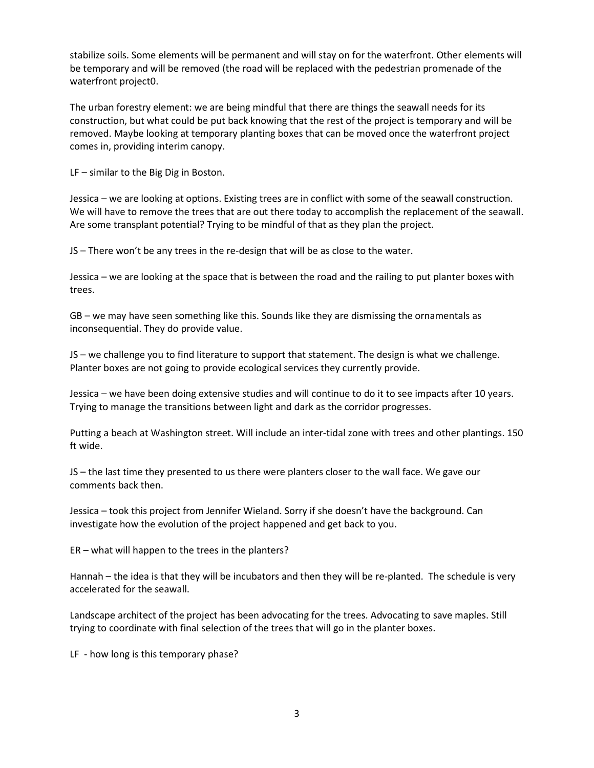stabilize soils. Some elements will be permanent and will stay on for the waterfront. Other elements will be temporary and will be removed (the road will be replaced with the pedestrian promenade of the waterfront project0.

The urban forestry element: we are being mindful that there are things the seawall needs for its construction, but what could be put back knowing that the rest of the project is temporary and will be removed. Maybe looking at temporary planting boxes that can be moved once the waterfront project comes in, providing interim canopy.

LF – similar to the Big Dig in Boston.

Jessica – we are looking at options. Existing trees are in conflict with some of the seawall construction. We will have to remove the trees that are out there today to accomplish the replacement of the seawall. Are some transplant potential? Trying to be mindful of that as they plan the project.

JS – There won't be any trees in the re-design that will be as close to the water.

Jessica – we are looking at the space that is between the road and the railing to put planter boxes with trees.

GB – we may have seen something like this. Sounds like they are dismissing the ornamentals as inconsequential. They do provide value.

JS – we challenge you to find literature to support that statement. The design is what we challenge. Planter boxes are not going to provide ecological services they currently provide.

Jessica – we have been doing extensive studies and will continue to do it to see impacts after 10 years. Trying to manage the transitions between light and dark as the corridor progresses.

Putting a beach at Washington street. Will include an inter-tidal zone with trees and other plantings. 150 ft wide.

JS – the last time they presented to us there were planters closer to the wall face. We gave our comments back then.

Jessica – took this project from Jennifer Wieland. Sorry if she doesn't have the background. Can investigate how the evolution of the project happened and get back to you.

ER – what will happen to the trees in the planters?

Hannah – the idea is that they will be incubators and then they will be re-planted. The schedule is very accelerated for the seawall.

Landscape architect of the project has been advocating for the trees. Advocating to save maples. Still trying to coordinate with final selection of the trees that will go in the planter boxes.

LF - how long is this temporary phase?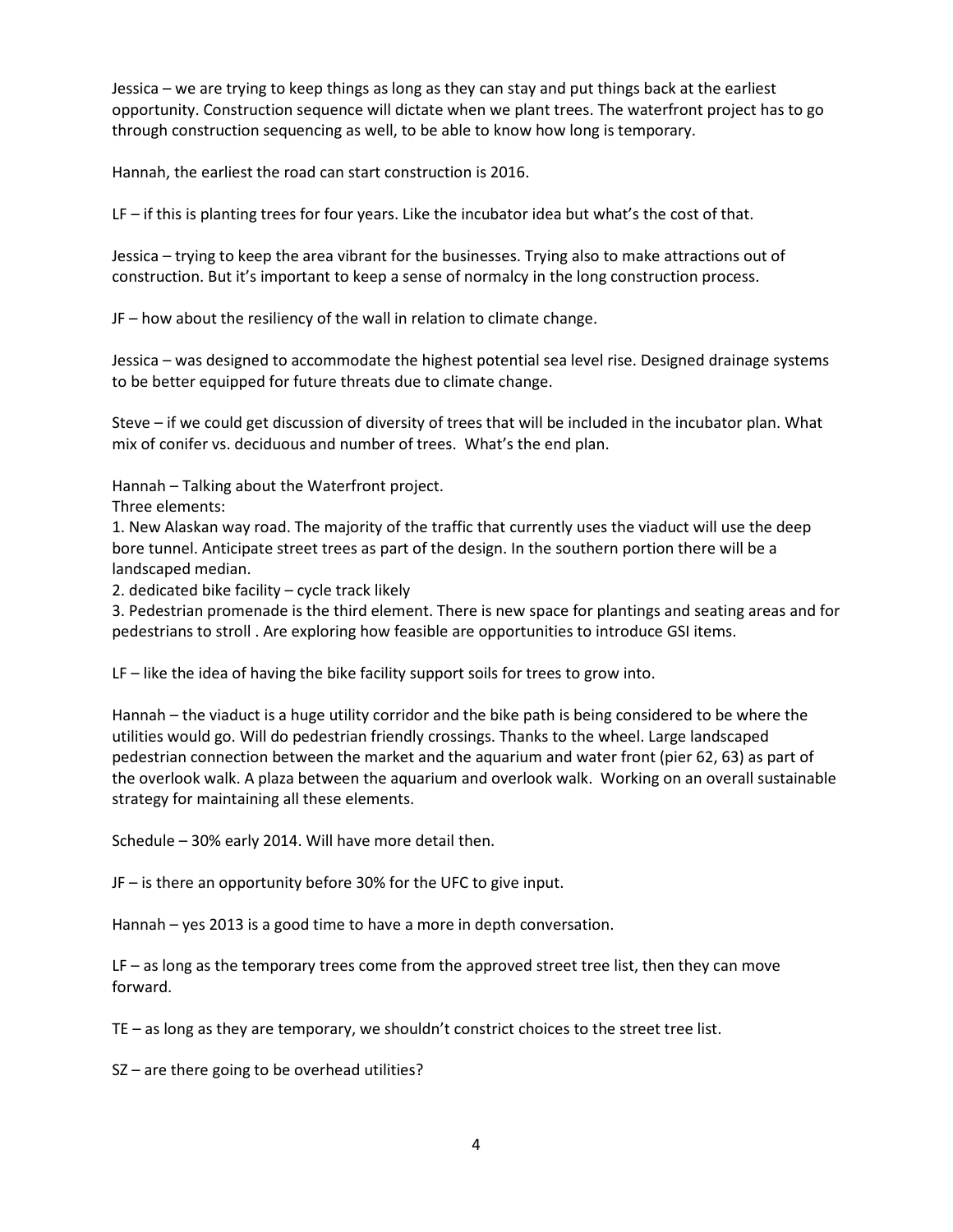Jessica – we are trying to keep things as long as they can stay and put things back at the earliest opportunity. Construction sequence will dictate when we plant trees. The waterfront project has to go through construction sequencing as well, to be able to know how long is temporary.

Hannah, the earliest the road can start construction is 2016.

LF – if this is planting trees for four years. Like the incubator idea but what's the cost of that.

Jessica – trying to keep the area vibrant for the businesses. Trying also to make attractions out of construction. But it's important to keep a sense of normalcy in the long construction process.

JF – how about the resiliency of the wall in relation to climate change.

Jessica – was designed to accommodate the highest potential sea level rise. Designed drainage systems to be better equipped for future threats due to climate change.

Steve – if we could get discussion of diversity of trees that will be included in the incubator plan. What mix of conifer vs. deciduous and number of trees. What's the end plan.

Hannah – Talking about the Waterfront project.
Three elements:

1. New Alaskan way road. The majority of the traffic that currently uses the viaduct will use the deep bore tunnel. Anticipate street trees as part of the design. In the southern portion there will be a landscaped median.
2. dedicated bike facility – cycle track likely
3. Pedestrian promenade is the third element. There is new space for plantings and seating areas and for pedestrians to stroll . Are exploring how feasible are opportunities to introduce GSI items.

LF – like the idea of having the bike facility support soils for trees to grow into.

Hannah – the viaduct is a huge utility corridor and the bike path is being considered to be where the utilities would go. Will do pedestrian friendly crossings. Thanks to the wheel. Large landscaped pedestrian connection between the market and the aquarium and water front (pier 62, 63) as part of the overlook walk. A plaza between the aquarium and overlook walk. Working on an overall sustainable strategy for maintaining all these elements.

Schedule – 30% early 2014. Will have more detail then.

JF – is there an opportunity before 30% for the UFC to give input.

Hannah – yes 2013 is a good time to have a more in depth conversation.

LF – as long as the temporary trees come from the approved street tree list, then they can move forward.

TE – as long as they are temporary, we shouldn't constrict choices to the street tree list.

SZ – are there going to be overhead utilities?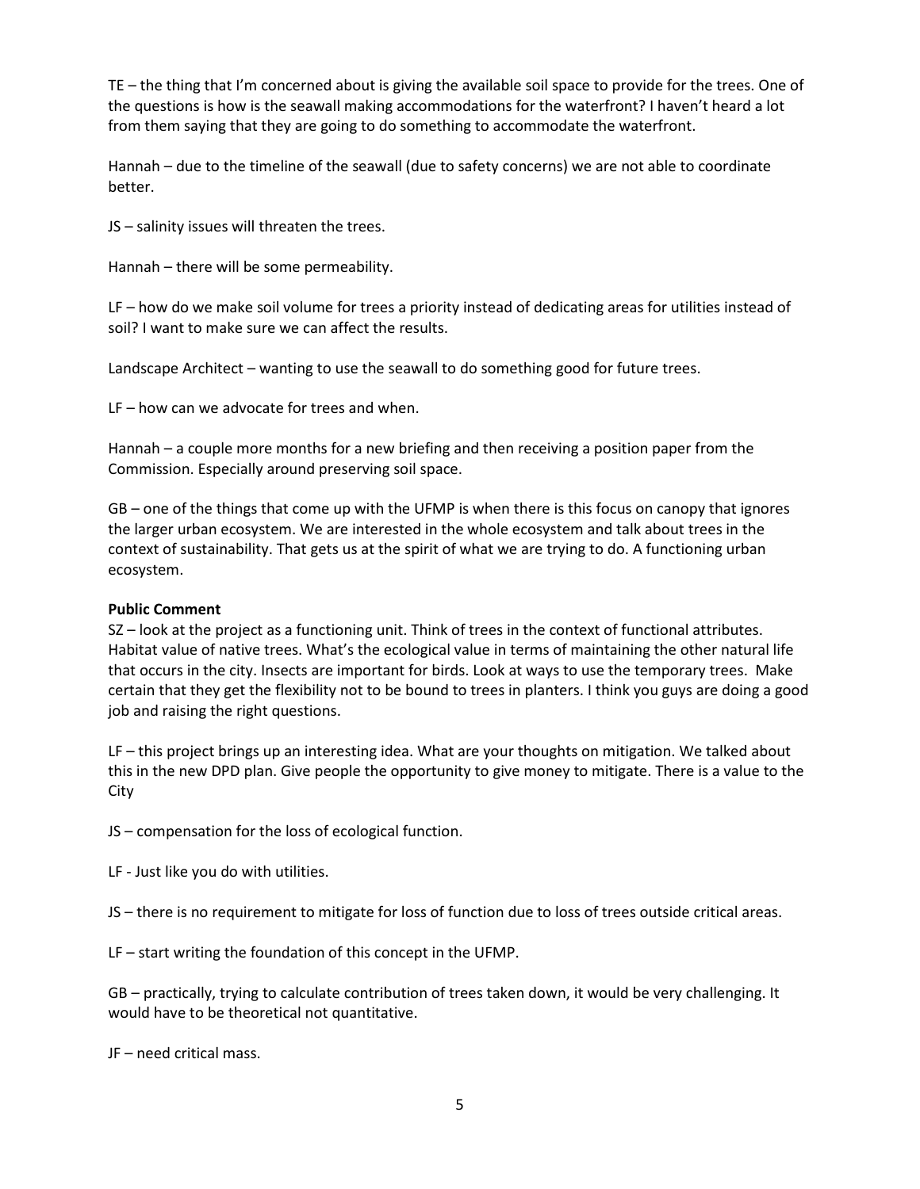TE – the thing that I'm concerned about is giving the available soil space to provide for the trees. One of the questions is how is the seawall making accommodations for the waterfront? I haven't heard a lot from them saying that they are going to do something to accommodate the waterfront.

Hannah – due to the timeline of the seawall (due to safety concerns) we are not able to coordinate better.

JS – salinity issues will threaten the trees.

Hannah – there will be some permeability.

LF – how do we make soil volume for trees a priority instead of dedicating areas for utilities instead of soil? I want to make sure we can affect the results.

Landscape Architect – wanting to use the seawall to do something good for future trees.

LF – how can we advocate for trees and when.

Hannah – a couple more months for a new briefing and then receiving a position paper from the Commission. Especially around preserving soil space.

GB – one of the things that come up with the UFMP is when there is this focus on canopy that ignores the larger urban ecosystem. We are interested in the whole ecosystem and talk about trees in the context of sustainability. That gets us at the spirit of what we are trying to do. A functioning urban ecosystem.

**Public Comment**

SZ – look at the project as a functioning unit. Think of trees in the context of functional attributes. Habitat value of native trees. What's the ecological value in terms of maintaining the other natural life that occurs in the city. Insects are important for birds. Look at ways to use the temporary trees. Make certain that they get the flexibility not to be bound to trees in planters. I think you guys are doing a good job and raising the right questions.

LF – this project brings up an interesting idea. What are your thoughts on mitigation. We talked about this in the new DPD plan. Give people the opportunity to give money to mitigate. There is a value to the City

JS – compensation for the loss of ecological function.

LF - Just like you do with utilities.

JS – there is no requirement to mitigate for loss of function due to loss of trees outside critical areas.

LF – start writing the foundation of this concept in the UFMP.

GB – practically, trying to calculate contribution of trees taken down, it would be very challenging. It would have to be theoretical not quantitative.

JF – need critical mass.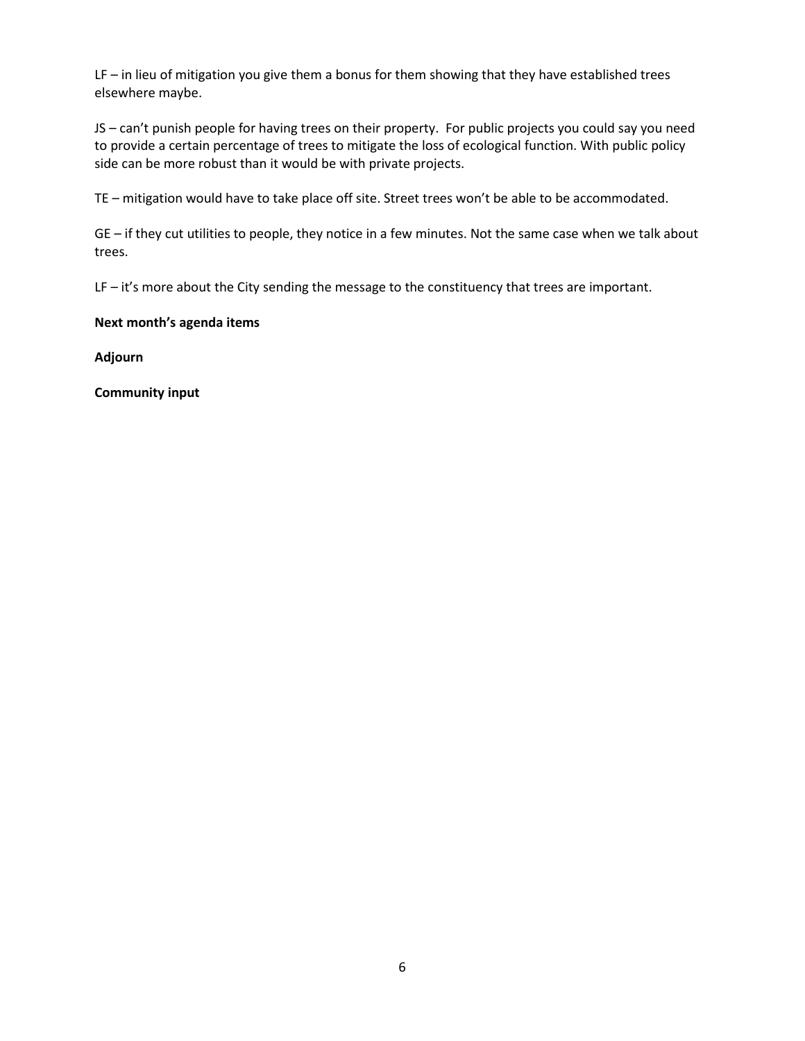LF – in lieu of mitigation you give them a bonus for them showing that they have established trees elsewhere maybe.

JS – can't punish people for having trees on their property. For public projects you could say you need to provide a certain percentage of trees to mitigate the loss of ecological function. With public policy side can be more robust than it would be with private projects.

TE – mitigation would have to take place off site. Street trees won't be able to be accommodated.

GE – if they cut utilities to people, they notice in a few minutes. Not the same case when we talk about trees.

LF – it's more about the City sending the message to the constituency that trees are important.

**Next month's agenda items**

**Adjourn**

**Community input**